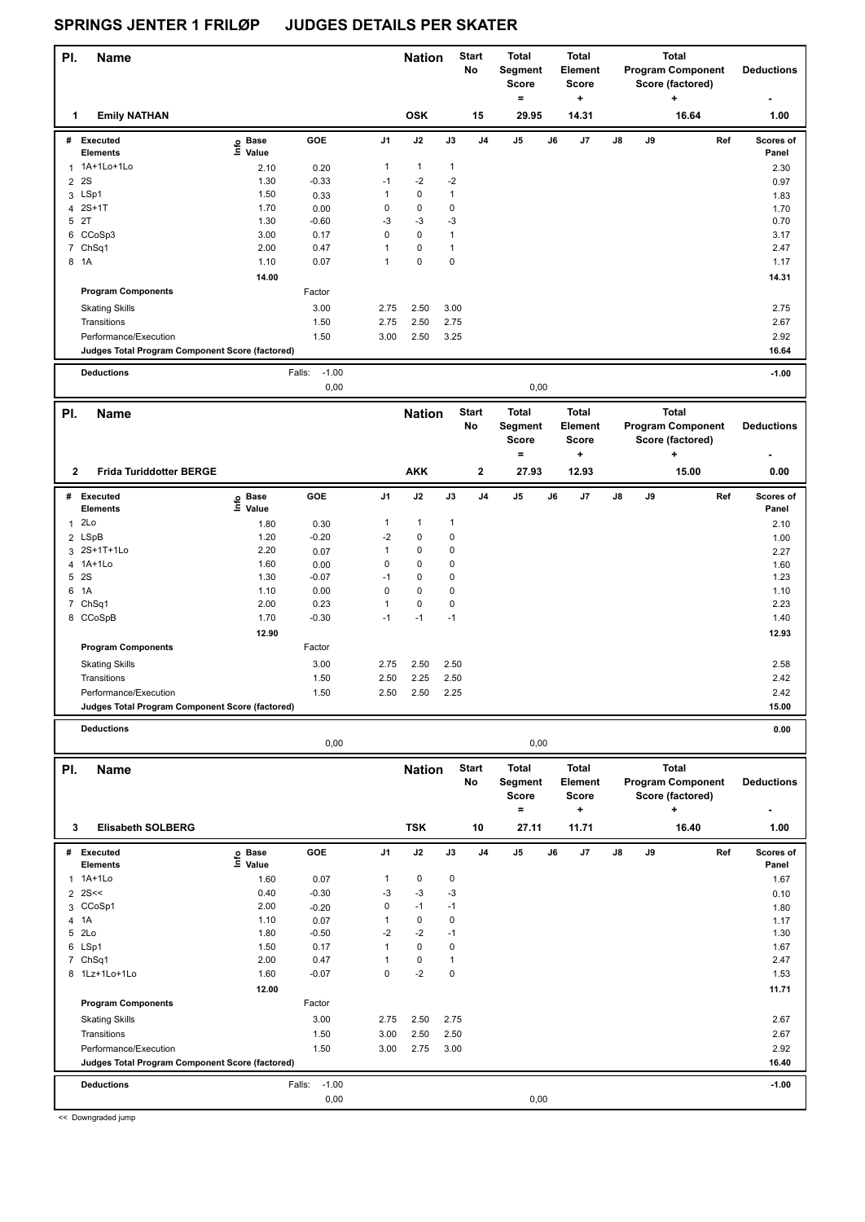# SPRINGS JENTER 1 FRILØP JUDGES DETAILS PER SKATER

| Pl. | Name | Nation | Start No | Total Segment Score = | Total Element Score + | Total Program Component Score (factored) + | Deductions - |
|---|---|---|---|---|---|---|---|
| 1 | Emily NATHAN | OSK | 15 | 29.95 | 14.31 | 16.64 | 1.00 |

| # | Executed Elements | Info | Base Value | GOE | J1 | J2 | J3 | J4 | J5 | J6 | J7 | J8 | J9 | Ref | Scores of Panel |
|---|---|---|---|---|---|---|---|---|---|---|---|---|---|---|---|
| 1 | 1A+1Lo+1Lo | | 2.10 | 0.20 | 1 | 1 | 1 | | | | | | | | 2.30 |
| 2 | 2S | | 1.30 | -0.33 | -1 | -2 | -2 | | | | | | | | 0.97 |
| 3 | LSp1 | | 1.50 | 0.33 | 1 | 0 | 1 | | | | | | | | 1.83 |
| 4 | 2S+1T | | 1.70 | 0.00 | 0 | 0 | 0 | | | | | | | | 1.70 |
| 5 | 2T | | 1.30 | -0.60 | -3 | -3 | -3 | | | | | | | | 0.70 |
| 6 | CCoSp3 | | 3.00 | 0.17 | 0 | 0 | 1 | | | | | | | | 3.17 |
| 7 | ChSq1 | | 2.00 | 0.47 | 1 | 0 | 1 | | | | | | | | 2.47 |
| 8 | 1A | | 1.10 | 0.07 | 1 | 0 | 0 | | | | | | | | 1.17 |
| | | | 14.00 | | | | | | | | | | | | 14.31 |
| | **Program Components** | | | Factor | | | | | | | | | | | |
| | Skating Skills | | | 3.00 | 2.75 | 2.50 | 3.00 | | | | | | | | 2.75 |
| | Transitions | | | 1.50 | 2.75 | 2.50 | 2.75 | | | | | | | | 2.67 |
| | Performance/Execution | | | 1.50 | 3.00 | 2.50 | 3.25 | | | | | | | | 2.92 |
| | **Judges Total Program Component Score (factored)** | | | | | | | | | | | | | | 16.64 |
| | **Deductions** | | | Falls: -1.00 | | | | | | | | | | | -1.00 |
| | | | | 0,00 | | | | | 0,00 | | | | | | |

| Pl. | Name | Nation | Start No | Total Segment Score = | Total Element Score + | Total Program Component Score (factored) + | Deductions - |
|---|---|---|---|---|---|---|---|
| 2 | Frida Turiddotter BERGE | AKK | 2 | 27.93 | 12.93 | 15.00 | 0.00 |

| # | Executed Elements | Info | Base Value | GOE | J1 | J2 | J3 | J4 | J5 | J6 | J7 | J8 | J9 | Ref | Scores of Panel |
|---|---|---|---|---|---|---|---|---|---|---|---|---|---|---|---|
| 1 | 2Lo | | 1.80 | 0.30 | 1 | 1 | 1 | | | | | | | | 2.10 |
| 2 | LSpB | | 1.20 | -0.20 | -2 | 0 | 0 | | | | | | | | 1.00 |
| 3 | 2S+1T+1Lo | | 2.20 | 0.07 | 1 | 0 | 0 | | | | | | | | 2.27 |
| 4 | 1A+1Lo | | 1.60 | 0.00 | 0 | 0 | 0 | | | | | | | | 1.60 |
| 5 | 2S | | 1.30 | -0.07 | -1 | 0 | 0 | | | | | | | | 1.23 |
| 6 | 1A | | 1.10 | 0.00 | 0 | 0 | 0 | | | | | | | | 1.10 |
| 7 | ChSq1 | | 2.00 | 0.23 | 1 | 0 | 0 | | | | | | | | 2.23 |
| 8 | CCoSpB | | 1.70 | -0.30 | -1 | -1 | -1 | | | | | | | | 1.40 |
| | | | 12.90 | | | | | | | | | | | | 12.93 |
| | **Program Components** | | | Factor | | | | | | | | | | | |
| | Skating Skills | | | 3.00 | 2.75 | 2.50 | 2.50 | | | | | | | | 2.58 |
| | Transitions | | | 1.50 | 2.50 | 2.25 | 2.50 | | | | | | | | 2.42 |
| | Performance/Execution | | | 1.50 | 2.50 | 2.50 | 2.25 | | | | | | | | 2.42 |
| | **Judges Total Program Component Score (factored)** | | | | | | | | | | | | | | 15.00 |
| | **Deductions** | | | | | | | | | | | | | | 0.00 |
| | | | | 0,00 | | | | | 0,00 | | | | | | |

| Pl. | Name | Nation | Start No | Total Segment Score = | Total Element Score + | Total Program Component Score (factored) + | Deductions - |
|---|---|---|---|---|---|---|---|
| 3 | Elisabeth SOLBERG | TSK | 10 | 27.11 | 11.71 | 16.40 | 1.00 |

| # | Executed Elements | Info | Base Value | GOE | J1 | J2 | J3 | J4 | J5 | J6 | J7 | J8 | J9 | Ref | Scores of Panel |
|---|---|---|---|---|---|---|---|---|---|---|---|---|---|---|---|
| 1 | 1A+1Lo | | 1.60 | 0.07 | 1 | 0 | 0 | | | | | | | | 1.67 |
| 2 | 2S<< | | 0.40 | -0.30 | -3 | -3 | -3 | | | | | | | | 0.10 |
| 3 | CCoSp1 | | 2.00 | -0.20 | 0 | -1 | -1 | | | | | | | | 1.80 |
| 4 | 1A | | 1.10 | 0.07 | 1 | 0 | 0 | | | | | | | | 1.17 |
| 5 | 2Lo | | 1.80 | -0.50 | -2 | -2 | -1 | | | | | | | | 1.30 |
| 6 | LSp1 | | 1.50 | 0.17 | 1 | 0 | 0 | | | | | | | | 1.67 |
| 7 | ChSq1 | | 2.00 | 0.47 | 1 | 0 | 1 | | | | | | | | 2.47 |
| 8 | 1Lz+1Lo+1Lo | | 1.60 | -0.07 | 0 | -2 | 0 | | | | | | | | 1.53 |
| | | | 12.00 | | | | | | | | | | | | 11.71 |
| | **Program Components** | | | Factor | | | | | | | | | | | |
| | Skating Skills | | | 3.00 | 2.75 | 2.50 | 2.75 | | | | | | | | 2.67 |
| | Transitions | | | 1.50 | 3.00 | 2.50 | 2.50 | | | | | | | | 2.67 |
| | Performance/Execution | | | 1.50 | 3.00 | 2.75 | 3.00 | | | | | | | | 2.92 |
| | **Judges Total Program Component Score (factored)** | | | | | | | | | | | | | | 16.40 |
| | **Deductions** | | | Falls: -1.00 | | | | | | | | | | | -1.00 |
| | | | | 0,00 | | | | | 0,00 | | | | | | |

<< Downgraded jump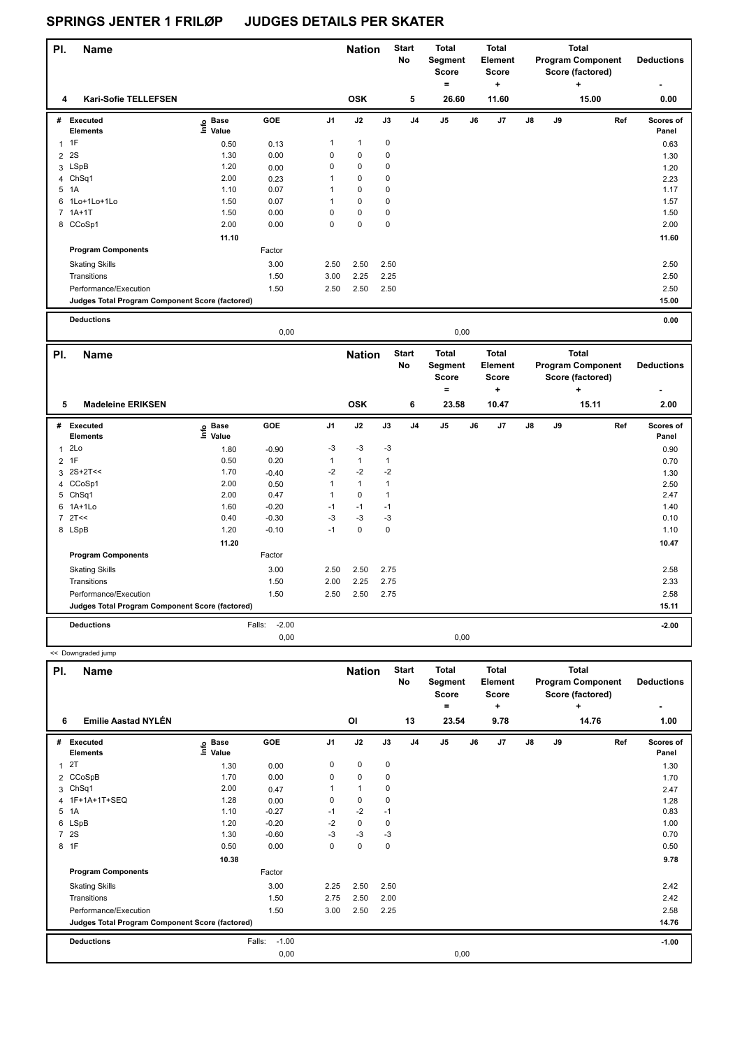# SPRINGS JENTER 1 FRILØP JUDGES DETAILS PER SKATER

| Pl. | Name | Nation | Start No | Total Segment Score = | Total Element Score + | Total Program Component Score (factored) + | Deductions - |
|---|---|---|---|---|---|---|---|
| 4 | Kari-Sofie TELLEFSEN | OSK | 5 | 26.60 | 11.60 | 15.00 | 0.00 |

| # | Executed Elements | Info | Base Value | GOE | J1 | J2 | J3 | J4 | J5 | J6 | J7 | J8 | J9 | Ref | Scores of Panel |
|---|---|---|---|---|---|---|---|---|---|---|---|---|---|---|---|
| 1 | 1F | | 0.50 | 0.13 | 1 | 1 | 0 | | | | | | | | 0.63 |
| 2 | 2S | | 1.30 | 0.00 | 0 | 0 | 0 | | | | | | | | 1.30 |
| 3 | LSpB | | 1.20 | 0.00 | 0 | 0 | 0 | | | | | | | | 1.20 |
| 4 | ChSq1 | | 2.00 | 0.23 | 1 | 0 | 0 | | | | | | | | 2.23 |
| 5 | 1A | | 1.10 | 0.07 | 1 | 0 | 0 | | | | | | | | 1.17 |
| 6 | 1Lo+1Lo+1Lo | | 1.50 | 0.07 | 1 | 0 | 0 | | | | | | | | 1.57 |
| 7 | 1A+1T | | 1.50 | 0.00 | 0 | 0 | 0 | | | | | | | | 1.50 |
| 8 | CCoSp1 | | 2.00 | 0.00 | 0 | 0 | 0 | | | | | | | | 2.00 |
| | | | 11.10 | | | | | | | | | | | | 11.60 |
| | Program Components | | | Factor | | | | | | | | | | | |
| | Skating Skills | | | 3.00 | 2.50 | 2.50 | 2.50 | | | | | | | | 2.50 |
| | Transitions | | | 1.50 | 3.00 | 2.25 | 2.25 | | | | | | | | 2.50 |
| | Performance/Execution | | | 1.50 | 2.50 | 2.50 | 2.50 | | | | | | | | 2.50 |
| | Judges Total Program Component Score (factored) | | | | | | | | | | | | | | 15.00 |

Deductions 0.00

0,00 0,00

| Pl. | Name | Nation | Start No | Total Segment Score = | Total Element Score + | Total Program Component Score (factored) + | Deductions - |
|---|---|---|---|---|---|---|---|
| 5 | Madeleine ERIKSEN | OSK | 6 | 23.58 | 10.47 | 15.11 | 2.00 |

| # | Executed Elements | Info | Base Value | GOE | J1 | J2 | J3 | J4 | J5 | J6 | J7 | J8 | J9 | Ref | Scores of Panel |
|---|---|---|---|---|---|---|---|---|---|---|---|---|---|---|---|
| 1 | 2Lo | | 1.80 | -0.90 | -3 | -3 | -3 | | | | | | | | 0.90 |
| 2 | 1F | | 0.50 | 0.20 | 1 | 1 | 1 | | | | | | | | 0.70 |
| 3 | 2S+2T<< | | 1.70 | -0.40 | -2 | -2 | -2 | | | | | | | | 1.30 |
| 4 | CCoSp1 | | 2.00 | 0.50 | 1 | 1 | 1 | | | | | | | | 2.50 |
| 5 | ChSq1 | | 2.00 | 0.47 | 1 | 0 | 1 | | | | | | | | 2.47 |
| 6 | 1A+1Lo | | 1.60 | -0.20 | -1 | -1 | -1 | | | | | | | | 1.40 |
| 7 | 2T<< | | 0.40 | -0.30 | -3 | -3 | -3 | | | | | | | | 0.10 |
| 8 | LSpB | | 1.20 | -0.10 | -1 | 0 | 0 | | | | | | | | 1.10 |
| | | | 11.20 | | | | | | | | | | | | 10.47 |
| | Program Components | | | Factor | | | | | | | | | | | |
| | Skating Skills | | | 3.00 | 2.50 | 2.50 | 2.75 | | | | | | | | 2.58 |
| | Transitions | | | 1.50 | 2.00 | 2.25 | 2.75 | | | | | | | | 2.33 |
| | Performance/Execution | | | 1.50 | 2.50 | 2.50 | 2.75 | | | | | | | | 2.58 |
| | Judges Total Program Component Score (factored) | | | | | | | | | | | | | | 15.11 |

Deductions Falls: -2.00 -2.00

0,00 0,00

<< Downgraded jump

| Pl. | Name | Nation | Start No | Total Segment Score = | Total Element Score + | Total Program Component Score (factored) + | Deductions - |
|---|---|---|---|---|---|---|---|
| 6 | Emilie Aastad NYLÉN | OI | 13 | 23.54 | 9.78 | 14.76 | 1.00 |

| # | Executed Elements | Info | Base Value | GOE | J1 | J2 | J3 | J4 | J5 | J6 | J7 | J8 | J9 | Ref | Scores of Panel |
|---|---|---|---|---|---|---|---|---|---|---|---|---|---|---|---|
| 1 | 2T | | 1.30 | 0.00 | 0 | 0 | 0 | | | | | | | | 1.30 |
| 2 | CCoSpB | | 1.70 | 0.00 | 0 | 0 | 0 | | | | | | | | 1.70 |
| 3 | ChSq1 | | 2.00 | 0.47 | 1 | 1 | 0 | | | | | | | | 2.47 |
| 4 | 1F+1A+1T+SEQ | | 1.28 | 0.00 | 0 | 0 | 0 | | | | | | | | 1.28 |
| 5 | 1A | | 1.10 | -0.27 | -1 | -2 | -1 | | | | | | | | 0.83 |
| 6 | LSpB | | 1.20 | -0.20 | -2 | 0 | 0 | | | | | | | | 1.00 |
| 7 | 2S | | 1.30 | -0.60 | -3 | -3 | -3 | | | | | | | | 0.70 |
| 8 | 1F | | 0.50 | 0.00 | 0 | 0 | 0 | | | | | | | | 0.50 |
| | | | 10.38 | | | | | | | | | | | | 9.78 |
| | Program Components | | | Factor | | | | | | | | | | | |
| | Skating Skills | | | 3.00 | 2.25 | 2.50 | 2.50 | | | | | | | | 2.42 |
| | Transitions | | | 1.50 | 2.75 | 2.50 | 2.00 | | | | | | | | 2.42 |
| | Performance/Execution | | | 1.50 | 3.00 | 2.50 | 2.25 | | | | | | | | 2.58 |
| | Judges Total Program Component Score (factored) | | | | | | | | | | | | | | 14.76 |

Deductions Falls: -1.00 -1.00

0,00 0,00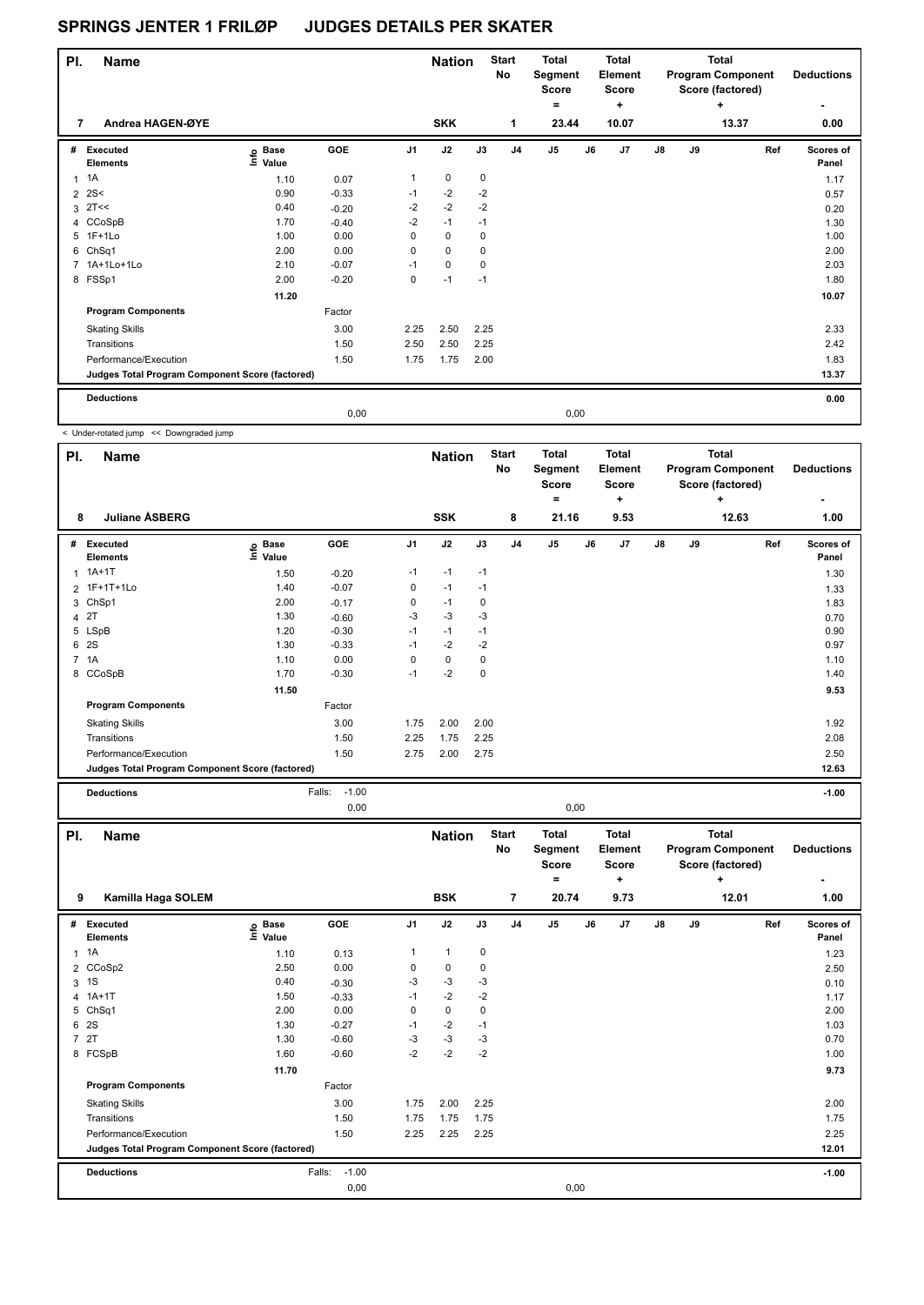# SPRINGS JENTER 1 FRILØP JUDGES DETAILS PER SKATER

| Pl. | Name | Nation | Start No | Total Segment Score = | Total Element Score + | Total Program Component Score (factored) + | Deductions - |
|---|---|---|---|---|---|---|---|
| 7 | Andrea HAGEN-ØYE | SKK | 1 | 23.44 | 10.07 | 13.37 | 0.00 |

| # | Executed Elements | Info | Base Value | GOE | J1 | J2 | J3 | J4 | J5 | J6 | J7 | J8 | J9 | Ref | Scores of Panel |
|---|---|---|---|---|---|---|---|---|---|---|---|---|---|---|---|
| 1 | 1A | | 1.10 | 0.07 | 1 | 0 | 0 | | | | | | | | 1.17 |
| 2 | 2S< | | 0.90 | -0.33 | -1 | -2 | -2 | | | | | | | | 0.57 |
| 3 | 2T<< | | 0.40 | -0.20 | -2 | -2 | -2 | | | | | | | | 0.20 |
| 4 | CCoSpB | | 1.70 | -0.40 | -2 | -1 | -1 | | | | | | | | 1.30 |
| 5 | 1F+1Lo | | 1.00 | 0.00 | 0 | 0 | 0 | | | | | | | | 1.00 |
| 6 | ChSq1 | | 2.00 | 0.00 | 0 | 0 | 0 | | | | | | | | 2.00 |
| 7 | 1A+1Lo+1Lo | | 2.10 | -0.07 | -1 | 0 | 0 | | | | | | | | 2.03 |
| 8 | FSSp1 | | 2.00 | -0.20 | 0 | -1 | -1 | | | | | | | | 1.80 |
| | | | 11.20 | | | | | | | | | | | | 10.07 |
| | **Program Components** | | | Factor | | | | | | | | | | | |
| | Skating Skills | | | 3.00 | 2.25 | 2.50 | 2.25 | | | | | | | | 2.33 |
| | Transitions | | | 1.50 | 2.50 | 2.50 | 2.25 | | | | | | | | 2.42 |
| | Performance/Execution | | | 1.50 | 1.75 | 1.75 | 2.00 | | | | | | | | 1.83 |
| | **Judges Total Program Component Score (factored)** | | | | | | | | | | | | | | 13.37 |
| | **Deductions** | | | | | | | | | | | | | | 0.00 |
| | | | | 0,00 | | | | | 0,00 | | | | | | |

< Under-rotated jump << Downgraded jump

| Pl. | Name | Nation | Start No | Total Segment Score = | Total Element Score + | Total Program Component Score (factored) + | Deductions - |
|---|---|---|---|---|---|---|---|
| 8 | Juliane ÅSBERG | SSK | 8 | 21.16 | 9.53 | 12.63 | 1.00 |

| # | Executed Elements | Info | Base Value | GOE | J1 | J2 | J3 | J4 | J5 | J6 | J7 | J8 | J9 | Ref | Scores of Panel |
|---|---|---|---|---|---|---|---|---|---|---|---|---|---|---|---|
| 1 | 1A+1T | | 1.50 | -0.20 | -1 | -1 | -1 | | | | | | | | 1.30 |
| 2 | 1F+1T+1Lo | | 1.40 | -0.07 | 0 | -1 | -1 | | | | | | | | 1.33 |
| 3 | ChSp1 | | 2.00 | -0.17 | 0 | -1 | 0 | | | | | | | | 1.83 |
| 4 | 2T | | 1.30 | -0.60 | -3 | -3 | -3 | | | | | | | | 0.70 |
| 5 | LSpB | | 1.20 | -0.30 | -1 | -1 | -1 | | | | | | | | 0.90 |
| 6 | 2S | | 1.30 | -0.33 | -1 | -2 | -2 | | | | | | | | 0.97 |
| 7 | 1A | | 1.10 | 0.00 | 0 | 0 | 0 | | | | | | | | 1.10 |
| 8 | CCoSpB | | 1.70 | -0.30 | -1 | -2 | 0 | | | | | | | | 1.40 |
| | | | 11.50 | | | | | | | | | | | | 9.53 |
| | **Program Components** | | | Factor | | | | | | | | | | | |
| | Skating Skills | | | 3.00 | 1.75 | 2.00 | 2.00 | | | | | | | | 1.92 |
| | Transitions | | | 1.50 | 2.25 | 1.75 | 2.25 | | | | | | | | 2.08 |
| | Performance/Execution | | | 1.50 | 2.75 | 2.00 | 2.75 | | | | | | | | 2.50 |
| | **Judges Total Program Component Score (factored)** | | | | | | | | | | | | | | 12.63 |
| | **Deductions** | | | Falls: -1.00 | | | | | | | | | | | -1.00 |
| | | | | 0,00 | | | | | 0,00 | | | | | | |

| Pl. | Name | Nation | Start No | Total Segment Score = | Total Element Score + | Total Program Component Score (factored) + | Deductions - |
|---|---|---|---|---|---|---|---|
| 9 | Kamilla Haga SOLEM | BSK | 7 | 20.74 | 9.73 | 12.01 | 1.00 |

| # | Executed Elements | Info | Base Value | GOE | J1 | J2 | J3 | J4 | J5 | J6 | J7 | J8 | J9 | Ref | Scores of Panel |
|---|---|---|---|---|---|---|---|---|---|---|---|---|---|---|---|
| 1 | 1A | | 1.10 | 0.13 | 1 | 1 | 0 | | | | | | | | 1.23 |
| 2 | CCoSp2 | | 2.50 | 0.00 | 0 | 0 | 0 | | | | | | | | 2.50 |
| 3 | 1S | | 0.40 | -0.30 | -3 | -3 | -3 | | | | | | | | 0.10 |
| 4 | 1A+1T | | 1.50 | -0.33 | -1 | -2 | -2 | | | | | | | | 1.17 |
| 5 | ChSq1 | | 2.00 | 0.00 | 0 | 0 | 0 | | | | | | | | 2.00 |
| 6 | 2S | | 1.30 | -0.27 | -1 | -2 | -1 | | | | | | | | 1.03 |
| 7 | 2T | | 1.30 | -0.60 | -3 | -3 | -3 | | | | | | | | 0.70 |
| 8 | FCSpB | | 1.60 | -0.60 | -2 | -2 | -2 | | | | | | | | 1.00 |
| | | | 11.70 | | | | | | | | | | | | 9.73 |
| | **Program Components** | | | Factor | | | | | | | | | | | |
| | Skating Skills | | | 3.00 | 1.75 | 2.00 | 2.25 | | | | | | | | 2.00 |
| | Transitions | | | 1.50 | 1.75 | 1.75 | 1.75 | | | | | | | | 1.75 |
| | Performance/Execution | | | 1.50 | 2.25 | 2.25 | 2.25 | | | | | | | | 2.25 |
| | **Judges Total Program Component Score (factored)** | | | | | | | | | | | | | | 12.01 |
| | **Deductions** | | | Falls: -1.00 | | | | | | | | | | | -1.00 |
| | | | | 0,00 | | | | | 0,00 | | | | | | |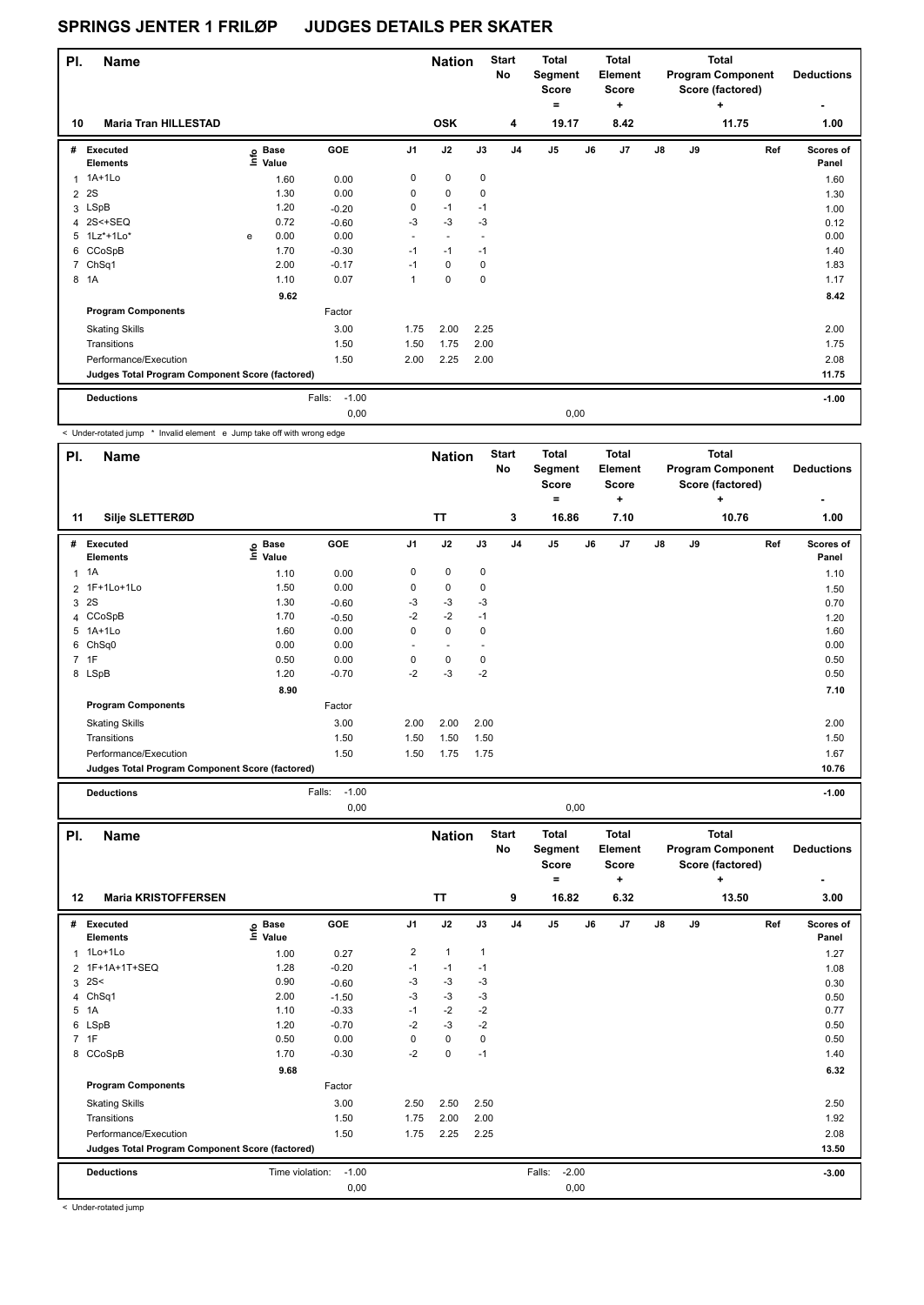# SPRINGS JENTER 1 FRILØP JUDGES DETAILS PER SKATER

| Pl. | Name | Nation | Start No | Total Segment Score = | Total Element Score + | Total Program Component Score (factored) + | Deductions - |
|---|---|---|---|---|---|---|---|
| 10 | Maria Tran HILLESTAD | OSK | 4 | 19.17 | 8.42 | 11.75 | 1.00 |

| # | Executed Elements | Info | Base Value | GOE | J1 | J2 | J3 | J4 | J5 | J6 | J7 | J8 | J9 | Ref | Scores of Panel |
|---|---|---|---|---|---|---|---|---|---|---|---|---|---|---|---|
| 1 | 1A+1Lo | | 1.60 | 0.00 | 0 | 0 | 0 | | | | | | | | 1.60 |
| 2 | 2S | | 1.30 | 0.00 | 0 | 0 | 0 | | | | | | | | 1.30 |
| 3 | LSpB | | 1.20 | -0.20 | 0 | -1 | -1 | | | | | | | | 1.00 |
| 4 | 2S<+SEQ | | 0.72 | -0.60 | -3 | -3 | -3 | | | | | | | | 0.12 |
| 5 | 1Lz*+1Lo* | e | 0.00 | 0.00 | - | - | - | | | | | | | | 0.00 |
| 6 | CCoSpB | | 1.70 | -0.30 | -1 | -1 | -1 | | | | | | | | 1.40 |
| 7 | ChSq1 | | 2.00 | -0.17 | -1 | 0 | 0 | | | | | | | | 1.83 |
| 8 | 1A | | 1.10 | 0.07 | 1 | 0 | 0 | | | | | | | | 1.17 |
| | | | 9.62 | | | | | | | | | | | | 8.42 |
| | **Program Components** | | | Factor | | | | | | | | | | | |
| | Skating Skills | | | 3.00 | 1.75 | 2.00 | 2.25 | | | | | | | | 2.00 |
| | Transitions | | | 1.50 | 1.50 | 1.75 | 2.00 | | | | | | | | 1.75 |
| | Performance/Execution | | | 1.50 | 2.00 | 2.25 | 2.00 | | | | | | | | 2.08 |
| | **Judges Total Program Component Score (factored)** | | | | | | | | | | | | | | 11.75 |
| | **Deductions** | | Falls: | -1.00 | | | | | | | | | | | -1.00 |
| | | | | 0,00 | | | | | 0,00 | | | | | | |

< Under-rotated jump * Invalid element e Jump take off with wrong edge

| Pl. | Name | Nation | Start No | Total Segment Score = | Total Element Score + | Total Program Component Score (factored) + | Deductions - |
|---|---|---|---|---|---|---|---|
| 11 | Silje SLETTERØD | TT | 3 | 16.86 | 7.10 | 10.76 | 1.00 |

| # | Executed Elements | Info | Base Value | GOE | J1 | J2 | J3 | J4 | J5 | J6 | J7 | J8 | J9 | Ref | Scores of Panel |
|---|---|---|---|---|---|---|---|---|---|---|---|---|---|---|---|
| 1 | 1A | | 1.10 | 0.00 | 0 | 0 | 0 | | | | | | | | 1.10 |
| 2 | 1F+1Lo+1Lo | | 1.50 | 0.00 | 0 | 0 | 0 | | | | | | | | 1.50 |
| 3 | 2S | | 1.30 | -0.60 | -3 | -3 | -3 | | | | | | | | 0.70 |
| 4 | CCoSpB | | 1.70 | -0.50 | -2 | -2 | -1 | | | | | | | | 1.20 |
| 5 | 1A+1Lo | | 1.60 | 0.00 | 0 | 0 | 0 | | | | | | | | 1.60 |
| 6 | ChSq0 | | 0.00 | 0.00 | - | - | - | | | | | | | | 0.00 |
| 7 | 1F | | 0.50 | 0.00 | 0 | 0 | 0 | | | | | | | | 0.50 |
| 8 | LSpB | | 1.20 | -0.70 | -2 | -3 | -2 | | | | | | | | 0.50 |
| | | | 8.90 | | | | | | | | | | | | 7.10 |
| | **Program Components** | | | Factor | | | | | | | | | | | |
| | Skating Skills | | | 3.00 | 2.00 | 2.00 | 2.00 | | | | | | | | 2.00 |
| | Transitions | | | 1.50 | 1.50 | 1.50 | 1.50 | | | | | | | | 1.50 |
| | Performance/Execution | | | 1.50 | 1.50 | 1.75 | 1.75 | | | | | | | | 1.67 |
| | **Judges Total Program Component Score (factored)** | | | | | | | | | | | | | | 10.76 |
| | **Deductions** | | Falls: | -1.00 | | | | | | | | | | | -1.00 |
| | | | | 0,00 | | | | | 0,00 | | | | | | |

| Pl. | Name | Nation | Start No | Total Segment Score = | Total Element Score + | Total Program Component Score (factored) + | Deductions - |
|---|---|---|---|---|---|---|---|
| 12 | Maria KRISTOFFERSEN | TT | 9 | 16.82 | 6.32 | 13.50 | 3.00 |

| # | Executed Elements | Info | Base Value | GOE | J1 | J2 | J3 | J4 | J5 | J6 | J7 | J8 | J9 | Ref | Scores of Panel |
|---|---|---|---|---|---|---|---|---|---|---|---|---|---|---|---|
| 1 | 1Lo+1Lo | | 1.00 | 0.27 | 2 | 1 | 1 | | | | | | | | 1.27 |
| 2 | 1F+1A+1T+SEQ | | 1.28 | -0.20 | -1 | -1 | -1 | | | | | | | | 1.08 |
| 3 | 2S< | | 0.90 | -0.60 | -3 | -3 | -3 | | | | | | | | 0.30 |
| 4 | ChSq1 | | 2.00 | -1.50 | -3 | -3 | -3 | | | | | | | | 0.50 |
| 5 | 1A | | 1.10 | -0.33 | -1 | -2 | -2 | | | | | | | | 0.77 |
| 6 | LSpB | | 1.20 | -0.70 | -2 | -3 | -2 | | | | | | | | 0.50 |
| 7 | 1F | | 0.50 | 0.00 | 0 | 0 | 0 | | | | | | | | 0.50 |
| 8 | CCoSpB | | 1.70 | -0.30 | -2 | 0 | -1 | | | | | | | | 1.40 |
| | | | 9.68 | | | | | | | | | | | | 6.32 |
| | **Program Components** | | | Factor | | | | | | | | | | | |
| | Skating Skills | | | 3.00 | 2.50 | 2.50 | 2.50 | | | | | | | | 2.50 |
| | Transitions | | | 1.50 | 1.75 | 2.00 | 2.00 | | | | | | | | 1.92 |
| | Performance/Execution | | | 1.50 | 1.75 | 2.25 | 2.25 | | | | | | | | 2.08 |
| | **Judges Total Program Component Score (factored)** | | | | | | | | | | | | | | 13.50 |
| | **Deductions** | | Time violation: | -1.00 | | | | | Falls: -2.00 | | | | | | -3.00 |
| | | | | 0,00 | | | | | 0,00 | | | | | | |

< Under-rotated jump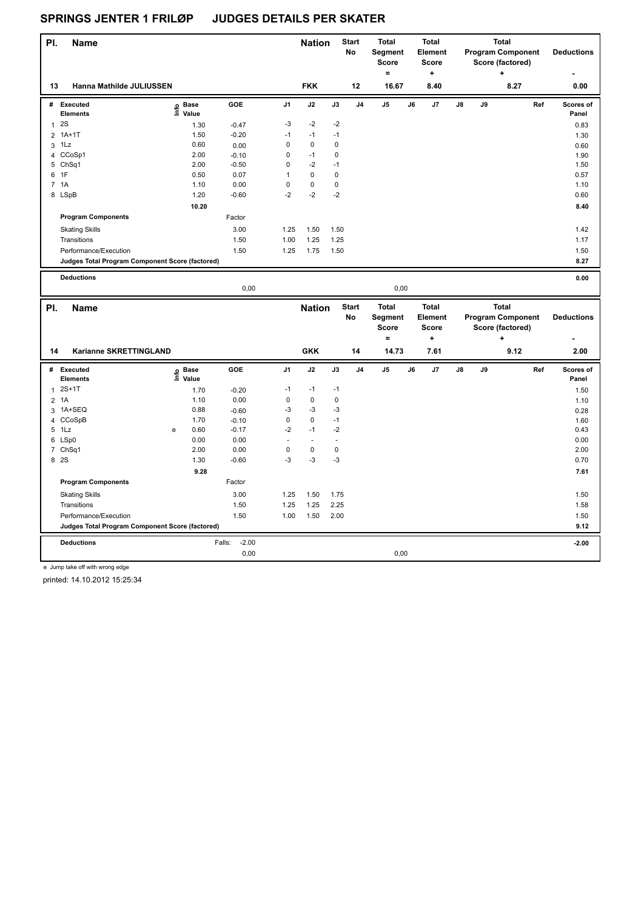# SPRINGS JENTER 1 FRILØP    JUDGES DETAILS PER SKATER

| Pl. | Name | Nation | Start No | Total Segment Score = | Total Element Score + | Total Program Component Score (factored) + | Deductions - |
|---|---|---|---|---|---|---|---|
| 13 | Hanna Mathilde JULIUSSEN | FKK | 12 | 16.67 | 8.40 | 8.27 | 0.00 |

| # | Executed Elements | Info | Base Value | GOE | J1 | J2 | J3 | J4 | J5 | J6 | J7 | J8 | J9 | Ref | Scores of Panel |
|---|---|---|---|---|---|---|---|---|---|---|---|---|---|---|---|
| 1 | 2S | | 1.30 | -0.47 | -3 | -2 | -2 | | | | | | | | 0.83 |
| 2 | 1A+1T | | 1.50 | -0.20 | -1 | -1 | -1 | | | | | | | | 1.30 |
| 3 | 1Lz | | 0.60 | 0.00 | 0 | 0 | 0 | | | | | | | | 0.60 |
| 4 | CCoSp1 | | 2.00 | -0.10 | 0 | -1 | 0 | | | | | | | | 1.90 |
| 5 | ChSq1 | | 2.00 | -0.50 | 0 | -2 | -1 | | | | | | | | 1.50 |
| 6 | 1F | | 0.50 | 0.07 | 1 | 0 | 0 | | | | | | | | 0.57 |
| 7 | 1A | | 1.10 | 0.00 | 0 | 0 | 0 | | | | | | | | 1.10 |
| 8 | LSpB | | 1.20 | -0.60 | -2 | -2 | -2 | | | | | | | | 0.60 |
| | | | 10.20 | | | | | | | | | | | | 8.40 |
| | **Program Components** | | | Factor | | | | | | | | | | | |
| | Skating Skills | | | 3.00 | 1.25 | 1.50 | 1.50 | | | | | | | | 1.42 |
| | Transitions | | | 1.50 | 1.00 | 1.25 | 1.25 | | | | | | | | 1.17 |
| | Performance/Execution | | | 1.50 | 1.25 | 1.75 | 1.50 | | | | | | | | 1.50 |
| | **Judges Total Program Component Score (factored)** | | | | | | | | | | | | | | 8.27 |
| | **Deductions** | | | | | | | | | | | | | | 0.00 |
| | | | | 0,00 | | | | | 0,00 | | | | | | |

| Pl. | Name | Nation | Start No | Total Segment Score = | Total Element Score + | Total Program Component Score (factored) + | Deductions - |
|---|---|---|---|---|---|---|---|
| 14 | Karianne SKRETTINGLAND | GKK | 14 | 14.73 | 7.61 | 9.12 | 2.00 |

| # | Executed Elements | Info | Base Value | GOE | J1 | J2 | J3 | J4 | J5 | J6 | J7 | J8 | J9 | Ref | Scores of Panel |
|---|---|---|---|---|---|---|---|---|---|---|---|---|---|---|---|
| 1 | 2S+1T | | 1.70 | -0.20 | -1 | -1 | -1 | | | | | | | | 1.50 |
| 2 | 1A | | 1.10 | 0.00 | 0 | 0 | 0 | | | | | | | | 1.10 |
| 3 | 1A+SEQ | | 0.88 | -0.60 | -3 | -3 | -3 | | | | | | | | 0.28 |
| 4 | CCoSpB | | 1.70 | -0.10 | 0 | 0 | -1 | | | | | | | | 1.60 |
| 5 | 1Lz | e | 0.60 | -0.17 | -2 | -1 | -2 | | | | | | | | 0.43 |
| 6 | LSp0 | | 0.00 | 0.00 | - | - | - | | | | | | | | 0.00 |
| 7 | ChSq1 | | 2.00 | 0.00 | 0 | 0 | 0 | | | | | | | | 2.00 |
| 8 | 2S | | 1.30 | -0.60 | -3 | -3 | -3 | | | | | | | | 0.70 |
| | | | 9.28 | | | | | | | | | | | | 7.61 |
| | **Program Components** | | | Factor | | | | | | | | | | | |
| | Skating Skills | | | 3.00 | 1.25 | 1.50 | 1.75 | | | | | | | | 1.50 |
| | Transitions | | | 1.50 | 1.25 | 1.25 | 2.25 | | | | | | | | 1.58 |
| | Performance/Execution | | | 1.50 | 1.00 | 1.50 | 2.00 | | | | | | | | 1.50 |
| | **Judges Total Program Component Score (factored)** | | | | | | | | | | | | | | 9.12 |
| | **Deductions** | | | Falls: -2.00 | | | | | | | | | | | -2.00 |
| | | | | 0,00 | | | | | 0,00 | | | | | | |

e Jump take off with wrong edge

printed: 14.10.2012 15:25:34